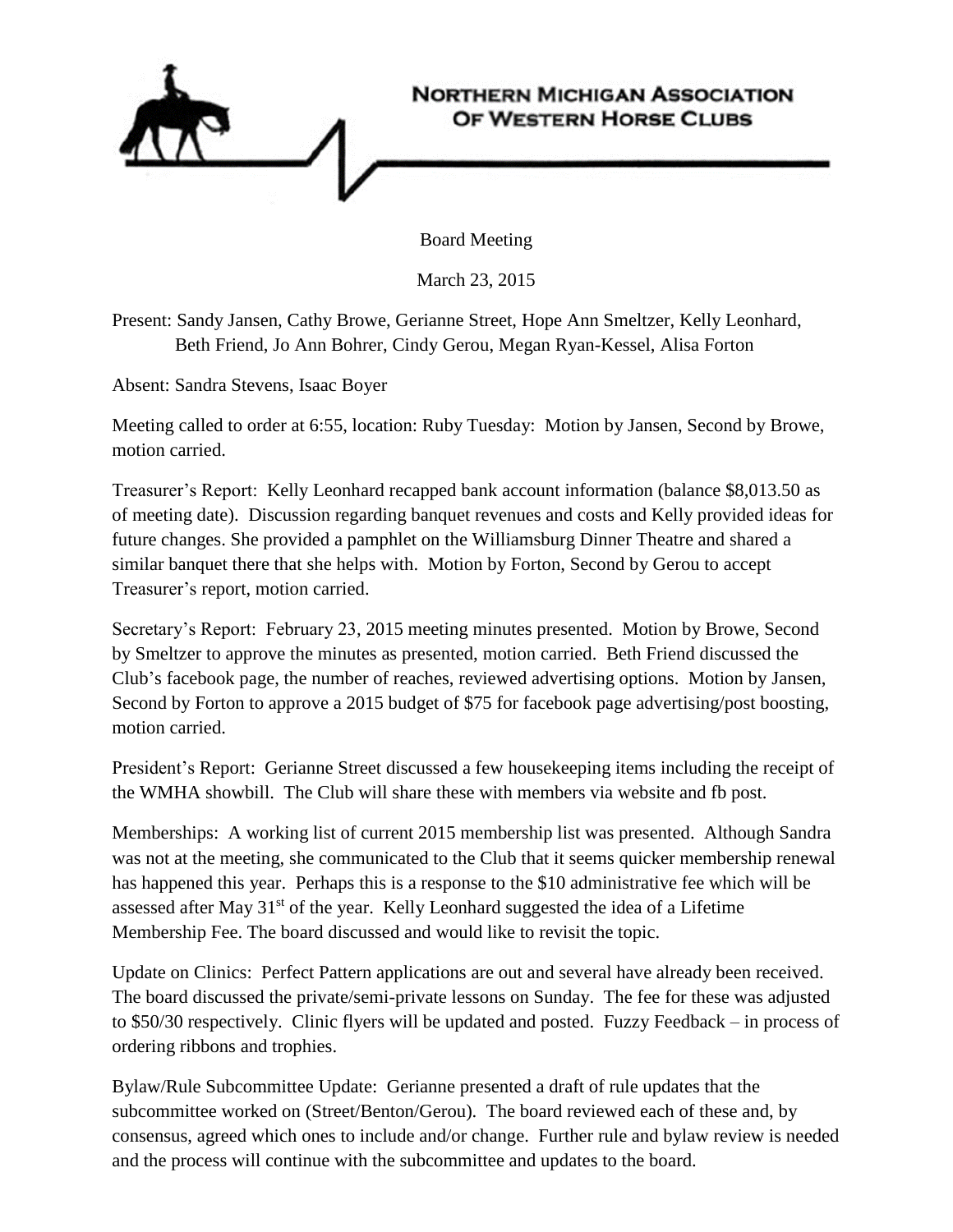# Northern Michigan Association of Western Horse Clubs

Board Meeting

March 23, 2015

Present: Sandy Jansen, Cathy Browe, Gerianne Street, Hope Ann Smeltzer, Kelly Leonhard, Beth Friend, Jo Ann Bohrer, Cindy Gerou, Megan Ryan-Kessel, Alisa Forton

Absent: Sandra Stevens, Isaac Boyer

Meeting called to order at 6:55, location: Ruby Tuesday: Motion by Jansen, Second by Browe, motion carried.

Treasurer's Report: Kelly Leonhard recapped bank account information (balance $8,013.50 as of meeting date). Discussion regarding banquet revenues and costs and Kelly provided ideas for future changes. She provided a pamphlet on the Williamsburg Dinner Theatre and shared a similar banquet there that she helps with. Motion by Forton, Second by Gerou to accept Treasurer's report, motion carried.

Secretary's Report: February 23, 2015 meeting minutes presented. Motion by Browe, Second by Smeltzer to approve the minutes as presented, motion carried. Beth Friend discussed the Club's facebook page, the number of reaches, reviewed advertising options. Motion by Jansen, Second by Forton to approve a 2015 budget of $75 for facebook page advertising/post boosting, motion carried.

President's Report: Gerianne Street discussed a few housekeeping items including the receipt of the WMHA showbill. The Club will share these with members via website and fb post.

Memberships: A working list of current 2015 membership list was presented. Although Sandra was not at the meeting, she communicated to the Club that it seems quicker membership renewal has happened this year. Perhaps this is a response to the $10 administrative fee which will be assessed after May 31st of the year. Kelly Leonhard suggested the idea of a Lifetime Membership Fee. The board discussed and would like to revisit the topic.

Update on Clinics: Perfect Pattern applications are out and several have already been received. The board discussed the private/semi-private lessons on Sunday. The fee for these was adjusted to $50/30 respectively. Clinic flyers will be updated and posted. Fuzzy Feedback – in process of ordering ribbons and trophies.

Bylaw/Rule Subcommittee Update: Gerianne presented a draft of rule updates that the subcommittee worked on (Street/Benton/Gerou). The board reviewed each of these and, by consensus, agreed which ones to include and/or change. Further rule and bylaw review is needed and the process will continue with the subcommittee and updates to the board.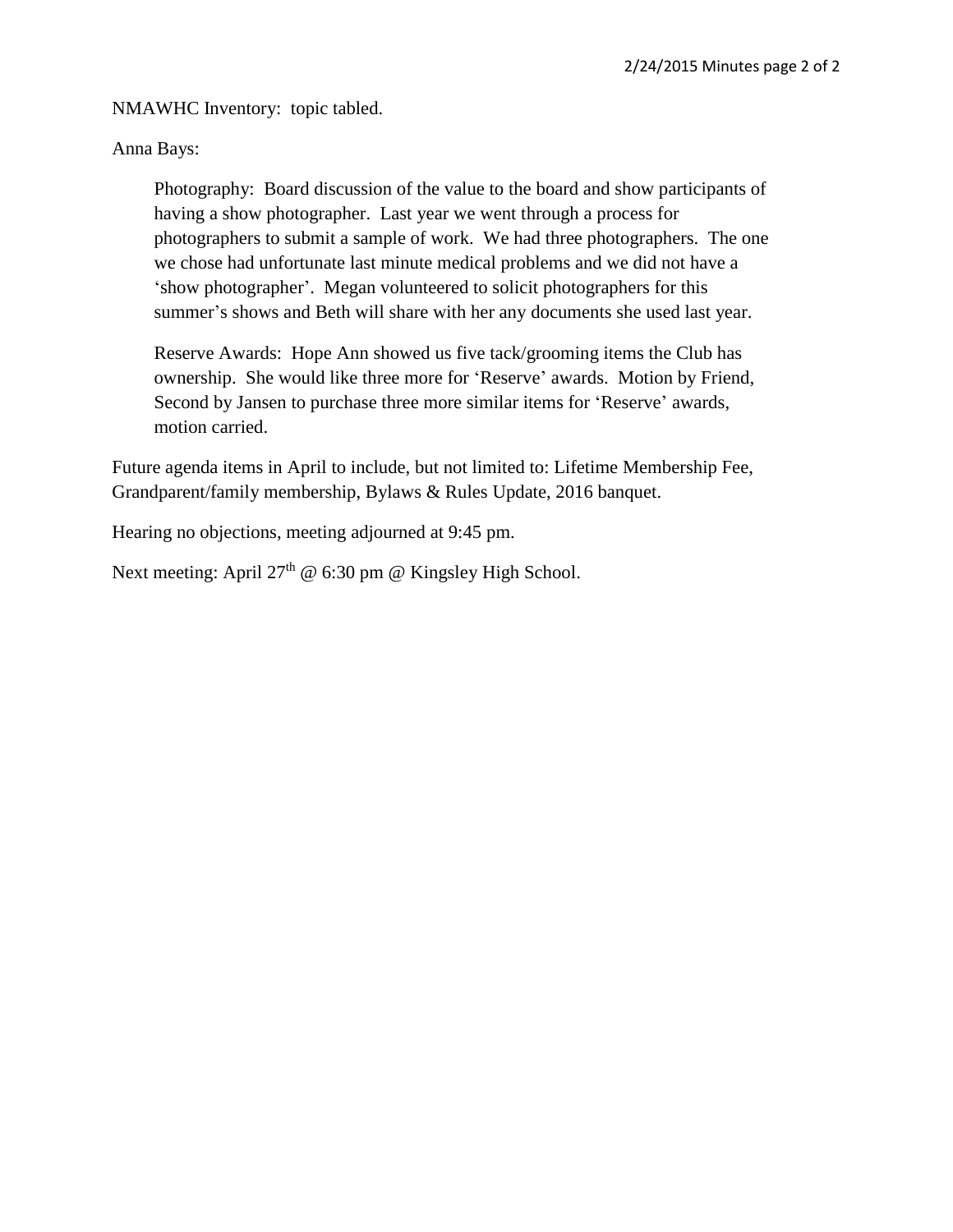NMAWHC Inventory: topic tabled.

Anna Bays:

> Photography: Board discussion of the value to the board and show participants of having a show photographer. Last year we went through a process for photographers to submit a sample of work. We had three photographers. The one we chose had unfortunate last minute medical problems and we did not have a 'show photographer'. Megan volunteered to solicit photographers for this summer's shows and Beth will share with her any documents she used last year.
>
> Reserve Awards: Hope Ann showed us five tack/grooming items the Club has ownership. She would like three more for 'Reserve' awards. Motion by Friend, Second by Jansen to purchase three more similar items for 'Reserve' awards, motion carried.

Future agenda items in April to include, but not limited to: Lifetime Membership Fee, Grandparent/family membership, Bylaws & Rules Update, 2016 banquet.

Hearing no objections, meeting adjourned at 9:45 pm.

Next meeting: April 27th @ 6:30 pm @ Kingsley High School.